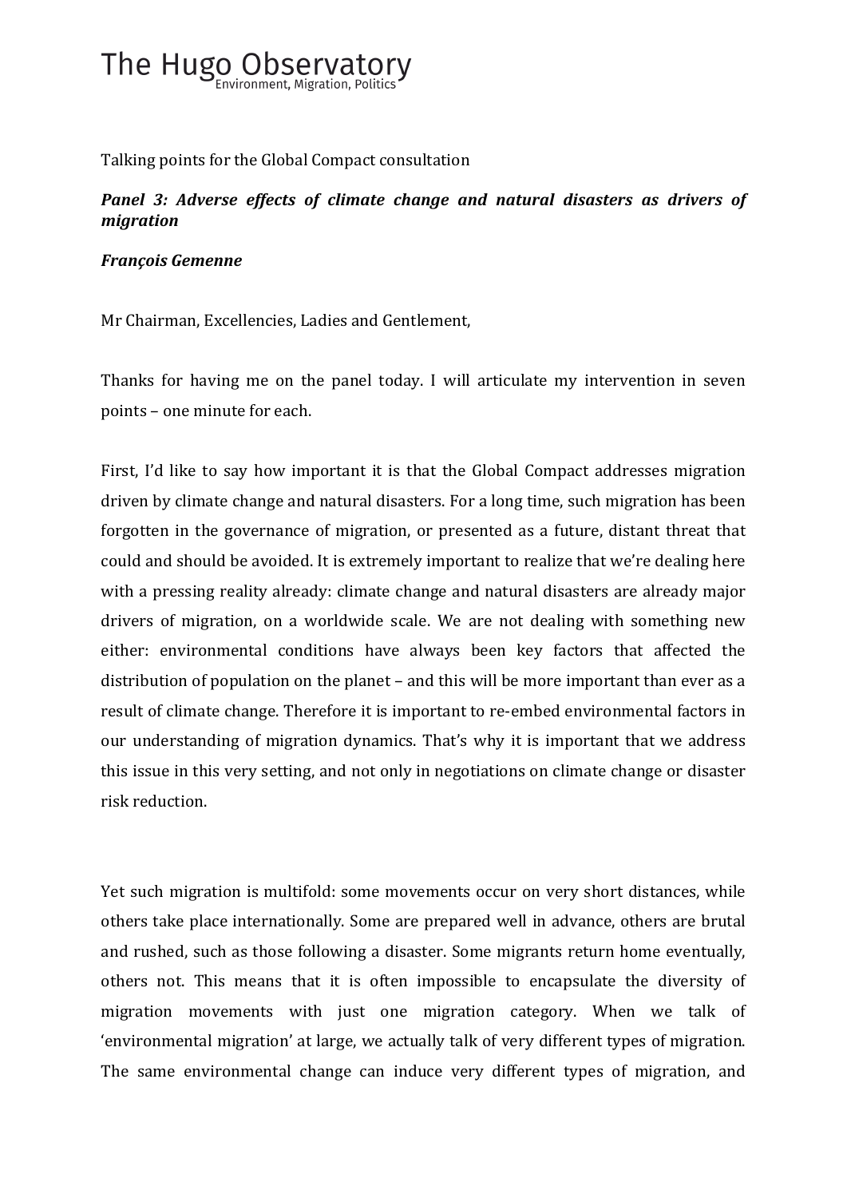# The Hugo Observatory

Environment, Migration, Politics

Talking points for the Global Compact consultation

***Panel 3: Adverse effects of climate change and natural disasters as drivers of migration***

***François Gemenne***

Mr Chairman, Excellencies, Ladies and Gentlement,

Thanks for having me on the panel today. I will articulate my intervention in seven points – one minute for each.

First, I'd like to say how important it is that the Global Compact addresses migration driven by climate change and natural disasters. For a long time, such migration has been forgotten in the governance of migration, or presented as a future, distant threat that could and should be avoided. It is extremely important to realize that we're dealing here with a pressing reality already: climate change and natural disasters are already major drivers of migration, on a worldwide scale. We are not dealing with something new either: environmental conditions have always been key factors that affected the distribution of population on the planet – and this will be more important than ever as a result of climate change. Therefore it is important to re-embed environmental factors in our understanding of migration dynamics. That's why it is important that we address this issue in this very setting, and not only in negotiations on climate change or disaster risk reduction.

Yet such migration is multifold: some movements occur on very short distances, while others take place internationally. Some are prepared well in advance, others are brutal and rushed, such as those following a disaster. Some migrants return home eventually, others not. This means that it is often impossible to encapsulate the diversity of migration movements with just one migration category. When we talk of 'environmental migration' at large, we actually talk of very different types of migration. The same environmental change can induce very different types of migration, and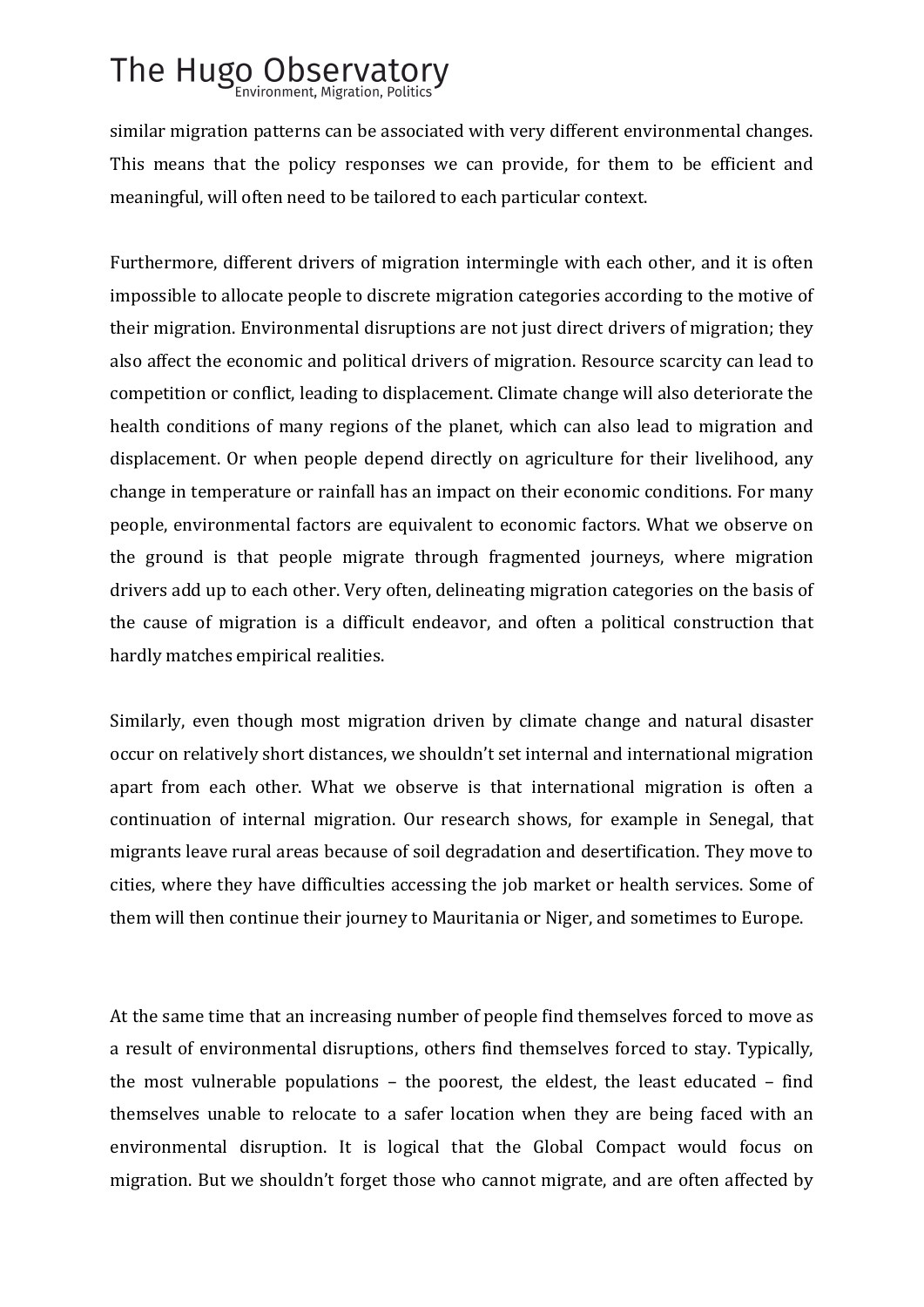similar migration patterns can be associated with very different environmental changes. This means that the policy responses we can provide, for them to be efficient and meaningful, will often need to be tailored to each particular context.

Furthermore, different drivers of migration intermingle with each other, and it is often impossible to allocate people to discrete migration categories according to the motive of their migration. Environmental disruptions are not just direct drivers of migration; they also affect the economic and political drivers of migration. Resource scarcity can lead to competition or conflict, leading to displacement. Climate change will also deteriorate the health conditions of many regions of the planet, which can also lead to migration and displacement. Or when people depend directly on agriculture for their livelihood, any change in temperature or rainfall has an impact on their economic conditions. For many people, environmental factors are equivalent to economic factors. What we observe on the ground is that people migrate through fragmented journeys, where migration drivers add up to each other. Very often, delineating migration categories on the basis of the cause of migration is a difficult endeavor, and often a political construction that hardly matches empirical realities.

Similarly, even though most migration driven by climate change and natural disaster occur on relatively short distances, we shouldn't set internal and international migration apart from each other. What we observe is that international migration is often a continuation of internal migration. Our research shows, for example in Senegal, that migrants leave rural areas because of soil degradation and desertification. They move to cities, where they have difficulties accessing the job market or health services. Some of them will then continue their journey to Mauritania or Niger, and sometimes to Europe.

At the same time that an increasing number of people find themselves forced to move as a result of environmental disruptions, others find themselves forced to stay. Typically, the most vulnerable populations – the poorest, the eldest, the least educated – find themselves unable to relocate to a safer location when they are being faced with an environmental disruption. It is logical that the Global Compact would focus on migration. But we shouldn't forget those who cannot migrate, and are often affected by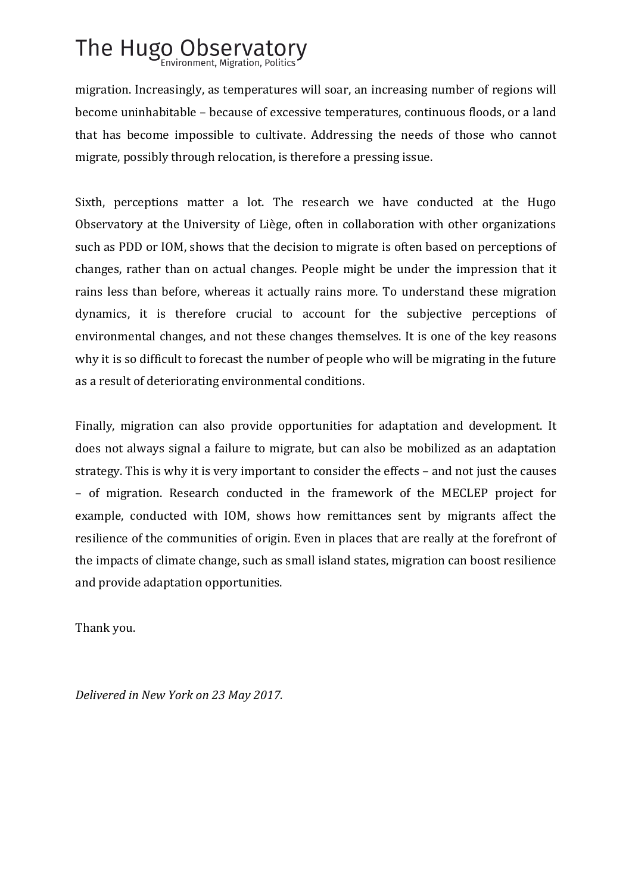migration. Increasingly, as temperatures will soar, an increasing number of regions will become uninhabitable – because of excessive temperatures, continuous floods, or a land that has become impossible to cultivate. Addressing the needs of those who cannot migrate, possibly through relocation, is therefore a pressing issue.

Sixth, perceptions matter a lot. The research we have conducted at the Hugo Observatory at the University of Liège, often in collaboration with other organizations such as PDD or IOM, shows that the decision to migrate is often based on perceptions of changes, rather than on actual changes. People might be under the impression that it rains less than before, whereas it actually rains more. To understand these migration dynamics, it is therefore crucial to account for the subjective perceptions of environmental changes, and not these changes themselves. It is one of the key reasons why it is so difficult to forecast the number of people who will be migrating in the future as a result of deteriorating environmental conditions.

Finally, migration can also provide opportunities for adaptation and development. It does not always signal a failure to migrate, but can also be mobilized as an adaptation strategy. This is why it is very important to consider the effects – and not just the causes – of migration. Research conducted in the framework of the MECLEP project for example, conducted with IOM, shows how remittances sent by migrants affect the resilience of the communities of origin. Even in places that are really at the forefront of the impacts of climate change, such as small island states, migration can boost resilience and provide adaptation opportunities.

Thank you.

*Delivered in New York on 23 May 2017.*